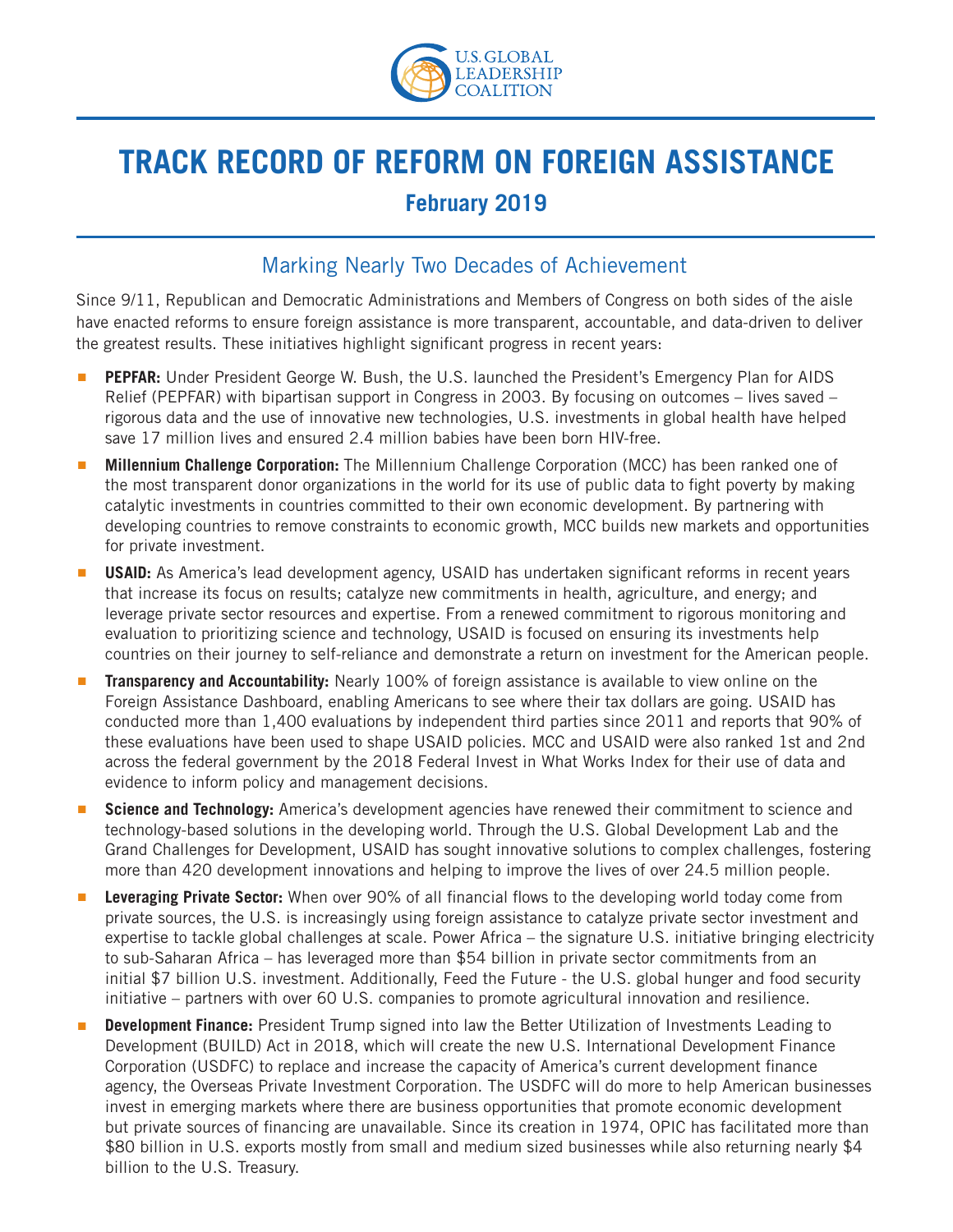U.S. GLOBAL LEADERSHIP COALITION

# TRACK RECORD OF REFORM ON FOREIGN ASSISTANCE

## February 2019

### Marking Nearly Two Decades of Achievement

Since 9/11, Republican and Democratic Administrations and Members of Congress on both sides of the aisle have enacted reforms to ensure foreign assistance is more transparent, accountable, and data-driven to deliver the greatest results. These initiatives highlight significant progress in recent years:

- **PEPFAR:** Under President George W. Bush, the U.S. launched the President's Emergency Plan for AIDS Relief (PEPFAR) with bipartisan support in Congress in 2003. By focusing on outcomes – lives saved – rigorous data and the use of innovative new technologies, U.S. investments in global health have helped save 17 million lives and ensured 2.4 million babies have been born HIV-free.
- **Millennium Challenge Corporation:** The Millennium Challenge Corporation (MCC) has been ranked one of the most transparent donor organizations in the world for its use of public data to fight poverty by making catalytic investments in countries committed to their own economic development. By partnering with developing countries to remove constraints to economic growth, MCC builds new markets and opportunities for private investment.
- **USAID:** As America's lead development agency, USAID has undertaken significant reforms in recent years that increase its focus on results; catalyze new commitments in health, agriculture, and energy; and leverage private sector resources and expertise. From a renewed commitment to rigorous monitoring and evaluation to prioritizing science and technology, USAID is focused on ensuring its investments help countries on their journey to self-reliance and demonstrate a return on investment for the American people.
- **Transparency and Accountability:** Nearly 100% of foreign assistance is available to view online on the Foreign Assistance Dashboard, enabling Americans to see where their tax dollars are going. USAID has conducted more than 1,400 evaluations by independent third parties since 2011 and reports that 90% of these evaluations have been used to shape USAID policies. MCC and USAID were also ranked 1st and 2nd across the federal government by the 2018 Federal Invest in What Works Index for their use of data and evidence to inform policy and management decisions.
- **Science and Technology:** America's development agencies have renewed their commitment to science and technology-based solutions in the developing world. Through the U.S. Global Development Lab and the Grand Challenges for Development, USAID has sought innovative solutions to complex challenges, fostering more than 420 development innovations and helping to improve the lives of over 24.5 million people.
- **Leveraging Private Sector:** When over 90% of all financial flows to the developing world today come from private sources, the U.S. is increasingly using foreign assistance to catalyze private sector investment and expertise to tackle global challenges at scale. Power Africa – the signature U.S. initiative bringing electricity to sub-Saharan Africa – has leveraged more than $54 billion in private sector commitments from an initial $7 billion U.S. investment. Additionally, Feed the Future - the U.S. global hunger and food security initiative – partners with over 60 U.S. companies to promote agricultural innovation and resilience.
- **Development Finance:** President Trump signed into law the Better Utilization of Investments Leading to Development (BUILD) Act in 2018, which will create the new U.S. International Development Finance Corporation (USDFC) to replace and increase the capacity of America's current development finance agency, the Overseas Private Investment Corporation. The USDFC will do more to help American businesses invest in emerging markets where there are business opportunities that promote economic development but private sources of financing are unavailable. Since its creation in 1974, OPIC has facilitated more than $80 billion in U.S. exports mostly from small and medium sized businesses while also returning nearly $4 billion to the U.S. Treasury.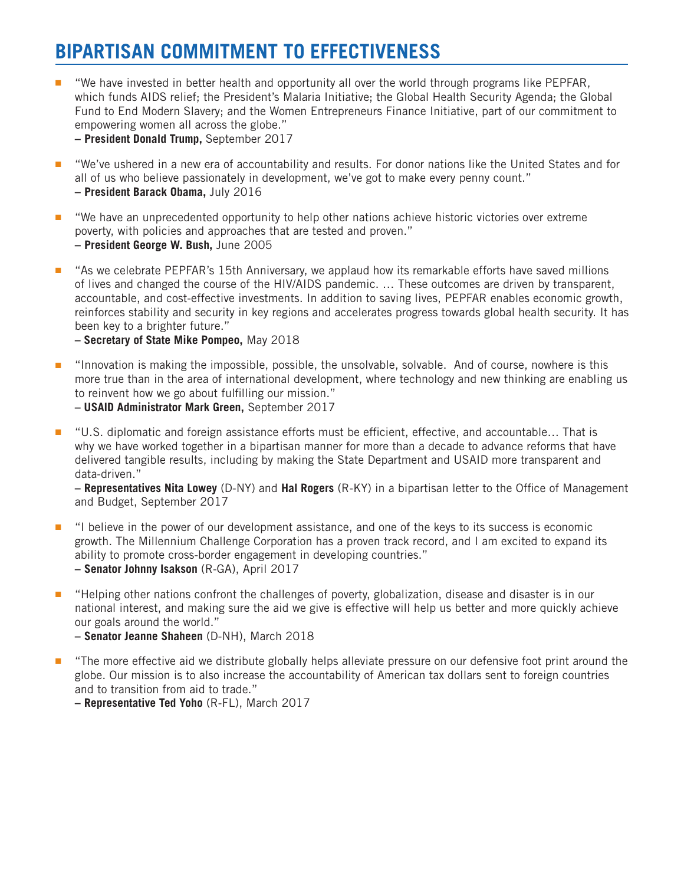## BIPARTISAN COMMITMENT TO EFFECTIVENESS

- "We have invested in better health and opportunity all over the world through programs like PEPFAR, which funds AIDS relief; the President's Malaria Initiative; the Global Health Security Agenda; the Global Fund to End Modern Slavery; and the Women Entrepreneurs Finance Initiative, part of our commitment to empowering women all across the globe."
  **– President Donald Trump,** September 2017

- "We've ushered in a new era of accountability and results. For donor nations like the United States and for all of us who believe passionately in development, we've got to make every penny count."
  **– President Barack Obama,** July 2016

- "We have an unprecedented opportunity to help other nations achieve historic victories over extreme poverty, with policies and approaches that are tested and proven."
  **– President George W. Bush,** June 2005

- "As we celebrate PEPFAR's 15th Anniversary, we applaud how its remarkable efforts have saved millions of lives and changed the course of the HIV/AIDS pandemic. … These outcomes are driven by transparent, accountable, and cost-effective investments. In addition to saving lives, PEPFAR enables economic growth, reinforces stability and security in key regions and accelerates progress towards global health security. It has been key to a brighter future."
  **– Secretary of State Mike Pompeo,** May 2018

- "Innovation is making the impossible, possible, the unsolvable, solvable. And of course, nowhere is this more true than in the area of international development, where technology and new thinking are enabling us to reinvent how we go about fulfilling our mission."
  **– USAID Administrator Mark Green,** September 2017

- "U.S. diplomatic and foreign assistance efforts must be efficient, effective, and accountable… That is why we have worked together in a bipartisan manner for more than a decade to advance reforms that have delivered tangible results, including by making the State Department and USAID more transparent and data-driven."
  **– Representatives Nita Lowey** (D-NY) and **Hal Rogers** (R-KY) in a bipartisan letter to the Office of Management and Budget, September 2017

- "I believe in the power of our development assistance, and one of the keys to its success is economic growth. The Millennium Challenge Corporation has a proven track record, and I am excited to expand its ability to promote cross-border engagement in developing countries."
  **– Senator Johnny Isakson** (R-GA), April 2017

- "Helping other nations confront the challenges of poverty, globalization, disease and disaster is in our national interest, and making sure the aid we give is effective will help us better and more quickly achieve our goals around the world."
  **– Senator Jeanne Shaheen** (D-NH), March 2018

- "The more effective aid we distribute globally helps alleviate pressure on our defensive foot print around the globe. Our mission is to also increase the accountability of American tax dollars sent to foreign countries and to transition from aid to trade."
  **– Representative Ted Yoho** (R-FL), March 2017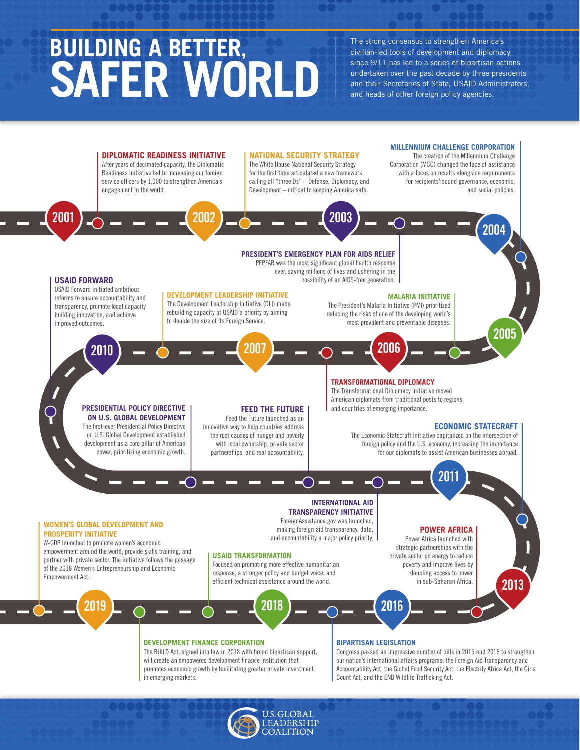# BUILDING A BETTER, SAFER WORLD

The strong consensus to strengthen America's civilian-led tools of development and diplomacy since 9/11 has led to a series of bipartisan actions undertaken over the past decade by three presidents and their Secretaries of State, USAID Administrators, and heads of other foreign policy agencies.

## 2001

### DIPLOMATIC READINESS INITIATIVE

After years of decimated capacity, the Diplomatic Readiness Initiative led to increasing our foreign service officers by 1,000 to strengthen America's engagement in the world.

## 2002

### NATIONAL SECURITY STRATEGY

The White House National Security Strategy for the first time articulated a new framework calling all "three Ds" – Defense, Diplomacy, and Development – critical to keeping America safe.

## 2003

### PRESIDENT'S EMERGENCY PLAN FOR AIDS RELIEF

PEPFAR was the most significant global health response ever, saving millions of lives and ushering in the possibility of an AIDS-free generation.

## 2004

### MILLENNIUM CHALLENGE CORPORATION

The creation of the Millennium Challenge Corporation (MCC) changed the face of assistance with a focus on results alongside requirements for recipients' sound governance, economic, and social policies.

## 2005

### MALARIA INITIATIVE

The President's Malaria Initiative (PMI) prioritized reducing the risks of one of the developing world's most prevalent and preventable diseases.

## 2006

### TRANSFORMATIONAL DIPLOMACY

The Transformational Diplomacy Initiative moved American diplomats from traditional posts to regions and countries of emerging importance.

## 2007

### DEVELOPMENT LEADERSHIP INITIATIVE

The Development Leadership Initiative (DLI) made rebuilding capacity at USAID a priority by aiming to double the size of its Foreign Service.

## 2010

### USAID FORWARD

USAID Forward initiated ambitious reforms to ensure accountability and transparency, promote local capacity building innovation, and achieve improved outcomes.

### PRESIDENTIAL POLICY DIRECTIVE ON U.S. GLOBAL DEVELOPMENT

The first-ever Presidential Policy Directive on U.S. Global Development established development as a core pillar of American power, prioritizing economic growth.

### FEED THE FUTURE

Feed the Future launched as an innovative way to help countries address the root causes of hunger and poverty with local ownership, private sector partnerships, and real accountability.

### INTERNATIONAL AID TRANSPARENCY INITIATIVE

ForeignAssistance.gov was launched, making foreign aid transparency, data, and accountability a major policy priority.

## 2011

### ECONOMIC STATECRAFT

The Economic Statecraft initiative capitalized on the intersection of foreign policy and the U.S. economy, increasing the importance for our diplomats to assist American businesses abroad.

## 2013

### POWER AFRICA

Power Africa launched with strategic partnerships with the private sector on energy to reduce poverty and improve lives by doubling access to power in sub-Saharan Africa.

## 2016

### BIPARTISAN LEGISLATION

Congress passed an impressive number of bills in 2015 and 2016 to strengthen our nation's international affairs programs: the Foreign Aid Transparency and Accountability Act, the Global Food Security Act, the Electrify Africa Act, the Girls Count Act, and the END Wildlife Trafficking Act.

## 2018

### USAID TRANSFORMATION

Focused on promoting more effective humanitarian response, a stronger policy and budget voice, and efficient technical assistance around the world.

### DEVELOPMENT FINANCE CORPORATION

The BUILD Act, signed into law in 2018 with broad bipartisan support, will create an empowered development finance institution that promotes economic growth by facilitating greater private investment in emerging markets.

## 2019

### WOMEN'S GLOBAL DEVELOPMENT AND PROSPERITY INITIATIVE

W-GDP launched to promote women's economic empowerment around the world, provide skills training, and partner with private sector. The initiative follows the passage of the 2018 Women's Entrepreneurship and Economic Empowerment Act.

U.S. GLOBAL LEADERSHIP COALITION